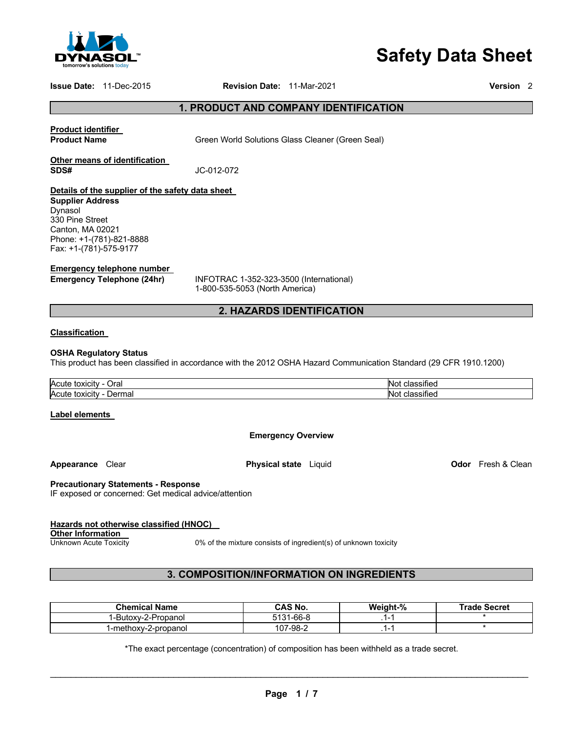# Safety Data Sheet

**Issue Date:** 11-Dec-2015 **Revision Date:** 11-Mar-2021 **Version** 2

## 1. PRODUCT AND COMPANY IDENTIFICATION

**Product identifier**

**Product Name** Green World Solutions Glass Cleaner (Green Seal)

**Other means of identification**

**SDS#** JC-012-072

**Details of the supplier of the safety data sheet**

**Supplier Address**
Dynasol
330 Pine Street
Canton, MA 02021
Phone: +1-(781)-821-8888
Fax: +1-(781)-575-9177

**Emergency telephone number**

**Emergency Telephone (24hr)** INFOTRAC 1-352-323-3500 (International)
1-800-535-5053 (North America)

## 2. HAZARDS IDENTIFICATION

**Classification**

**OSHA Regulatory Status**
This product has been classified in accordance with the 2012 OSHA Hazard Communication Standard (29 CFR 1910.1200)

| | |
|---|---|
| Acute toxicity - Oral | Not classified |
| Acute toxicity - Dermal | Not classified |

**Label elements**

**Emergency Overview**

**Appearance** Clear **Physical state** Liquid **Odor** Fresh & Clean

**Precautionary Statements - Response**
IF exposed or concerned: Get medical advice/attention

**Hazards not otherwise classified (HNOC)**

**Other Information**

Unknown Acute Toxicity 0% of the mixture consists of ingredient(s) of unknown toxicity

## 3. COMPOSITION/INFORMATION ON INGREDIENTS

| Chemical Name | CAS No. | Weight-% | Trade Secret |
|---|---|---|---|
| 1-Butoxy-2-Propanol | 5131-66-8 | .1-1 | * |
| 1-methoxy-2-propanol | 107-98-2 | .1-1 | * |

*The exact percentage (concentration) of composition has been withheld as a trade secret.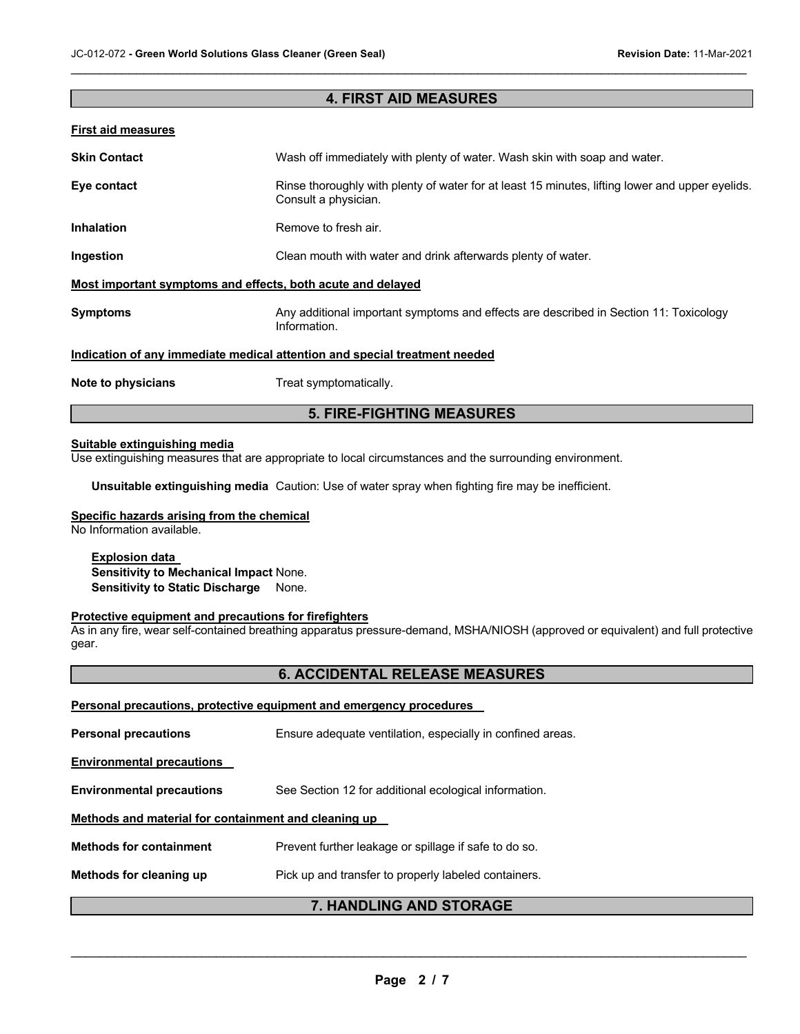## 4. FIRST AID MEASURES

**First aid measures**

**Skin Contact**: Wash off immediately with plenty of water. Wash skin with soap and water.

**Eye contact**: Rinse thoroughly with plenty of water for at least 15 minutes, lifting lower and upper eyelids. Consult a physician.

**Inhalation**: Remove to fresh air.

**Ingestion**: Clean mouth with water and drink afterwards plenty of water.

**Most important symptoms and effects, both acute and delayed**

**Symptoms**: Any additional important symptoms and effects are described in Section 11: Toxicology Information.

**Indication of any immediate medical attention and special treatment needed**

**Note to physicians**: Treat symptomatically.

## 5. FIRE-FIGHTING MEASURES

**Suitable extinguishing media**
Use extinguishing measures that are appropriate to local circumstances and the surrounding environment.

**Unsuitable extinguishing media** Caution: Use of water spray when fighting fire may be inefficient.

**Specific hazards arising from the chemical**
No Information available.

**Explosion data**
**Sensitivity to Mechanical Impact** None.
**Sensitivity to Static Discharge** None.

**Protective equipment and precautions for firefighters**
As in any fire, wear self-contained breathing apparatus pressure-demand, MSHA/NIOSH (approved or equivalent) and full protective gear.

## 6. ACCIDENTAL RELEASE MEASURES

**Personal precautions, protective equipment and emergency procedures**

**Personal precautions**: Ensure adequate ventilation, especially in confined areas.

**Environmental precautions**

**Environmental precautions**: See Section 12 for additional ecological information.

**Methods and material for containment and cleaning up**

**Methods for containment**: Prevent further leakage or spillage if safe to do so.

**Methods for cleaning up**: Pick up and transfer to properly labeled containers.

## 7. HANDLING AND STORAGE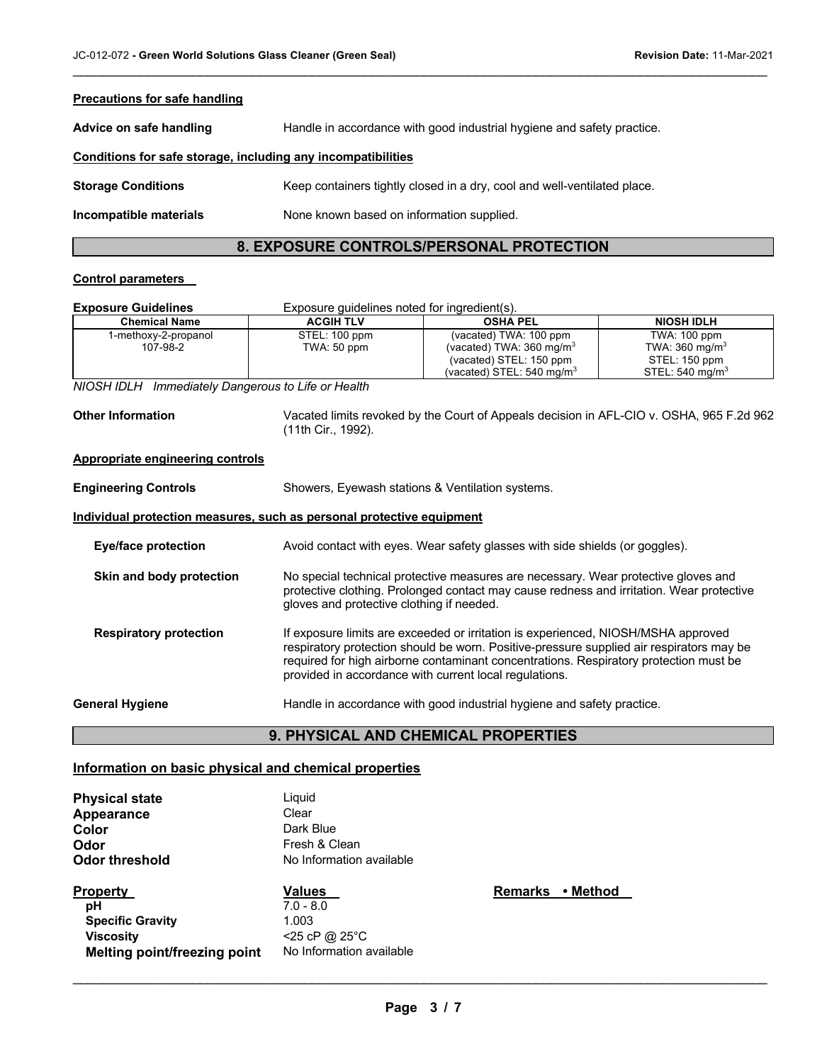**Precautions for safe handling**

**Advice on safe handling** Handle in accordance with good industrial hygiene and safety practice.

**Conditions for safe storage, including any incompatibilities**

**Storage Conditions** Keep containers tightly closed in a dry, cool and well-ventilated place.

**Incompatible materials** None known based on information supplied.

## 8. EXPOSURE CONTROLS/PERSONAL PROTECTION

**Control parameters**

**Exposure Guidelines** Exposure guidelines noted for ingredient(s).

| Chemical Name | ACGIH TLV | OSHA PEL | NIOSH IDLH |
|---|---|---|---|
| 1-methoxy-2-propanol<br>107-98-2 | STEL: 100 ppm<br>TWA: 50 ppm | (vacated) TWA: 100 ppm<br>(vacated) TWA: 360 mg/m$^3$<br>(vacated) STEL: 150 ppm<br>(vacated) STEL: 540 mg/m$^3$ | TWA: 100 ppm<br>TWA: 360 mg/m$^3$<br>STEL: 150 ppm<br>STEL: 540 mg/m$^3$ |

*NIOSH IDLH Immediately Dangerous to Life or Health*

**Other Information** Vacated limits revoked by the Court of Appeals decision in AFL-CIO v. OSHA, 965 F.2d 962 (11th Cir., 1992).

**Appropriate engineering controls**

**Engineering Controls** Showers, Eyewash stations & Ventilation systems.

**Individual protection measures, such as personal protective equipment**

**Eye/face protection** Avoid contact with eyes. Wear safety glasses with side shields (or goggles).

**Skin and body protection** No special technical protective measures are necessary. Wear protective gloves and protective clothing. Prolonged contact may cause redness and irritation. Wear protective gloves and protective clothing if needed.

**Respiratory protection** If exposure limits are exceeded or irritation is experienced, NIOSH/MSHA approved respiratory protection should be worn. Positive-pressure supplied air respirators may be required for high airborne contaminant concentrations. Respiratory protection must be provided in accordance with current local regulations.

**General Hygiene** Handle in accordance with good industrial hygiene and safety practice.

## 9. PHYSICAL AND CHEMICAL PROPERTIES

**Information on basic physical and chemical properties**

**Physical state** Liquid
**Appearance** Clear
**Color** Dark Blue
**Odor** Fresh & Clean
**Odor threshold** No Information available

| Property | Values | Remarks • Method |
|---|---|---|
| **pH** | 7.0 - 8.0 | |
| **Specific Gravity** | 1.003 | |
| **Viscosity** | <25 cP @ 25°C | |
| **Melting point/freezing point** | No Information available | |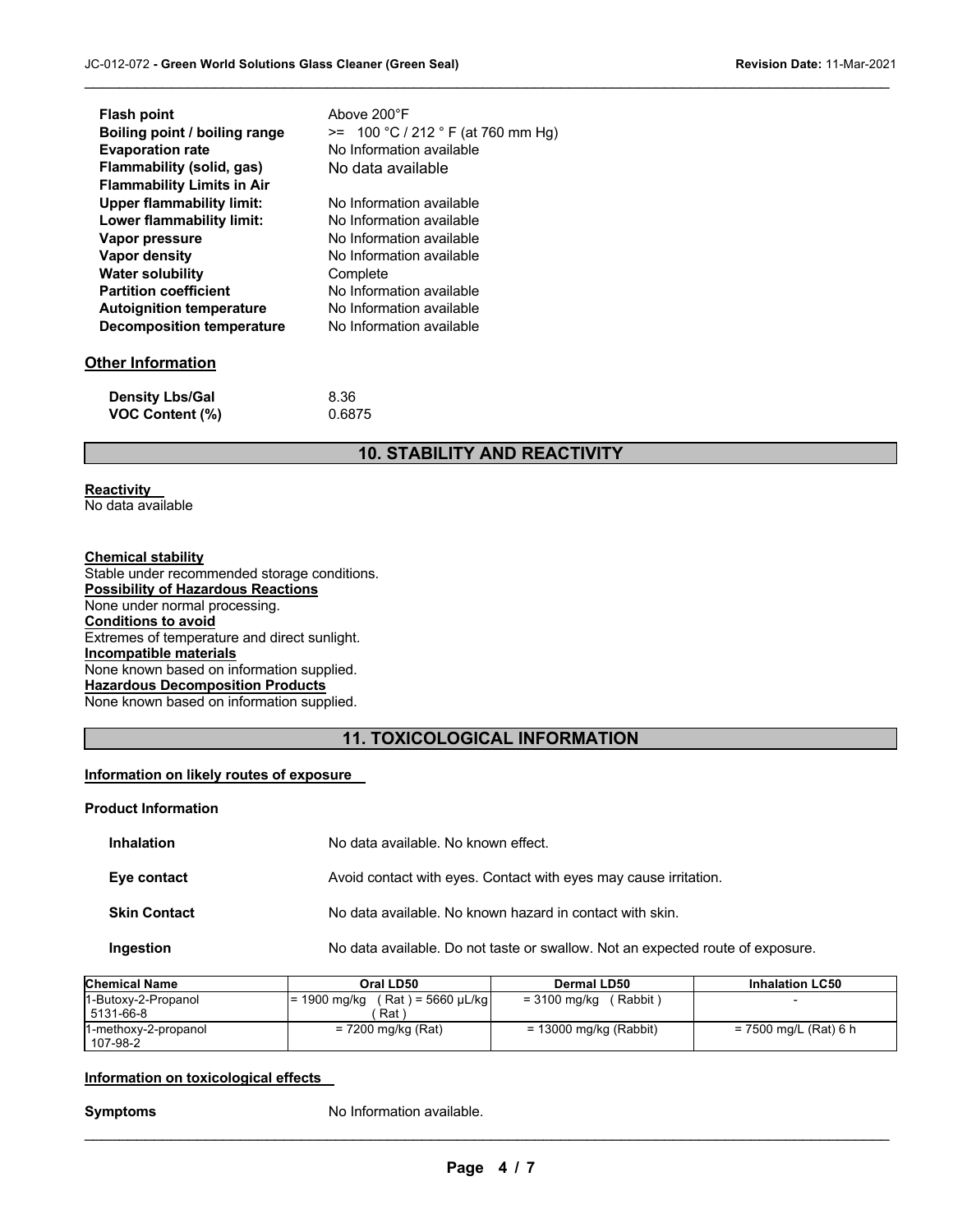| | |
|---|---|
| **Flash point** | Above 200°F |
| **Boiling point / boiling range** | >= 100 °C / 212 ° F (at 760 mm Hg) |
| **Evaporation rate** | No Information available |
| **Flammability (solid, gas)** | No data available |
| **Flammability Limits in Air** | |
| **Upper flammability limit:** | No Information available |
| **Lower flammability limit:** | No Information available |
| **Vapor pressure** | No Information available |
| **Vapor density** | No Information available |
| **Water solubility** | Complete |
| **Partition coefficient** | No Information available |
| **Autoignition temperature** | No Information available |
| **Decomposition temperature** | No Information available |

## Other Information

| | |
|---|---|
| **Density Lbs/Gal** | 8.36 |
| **VOC Content (%)** | 0.6875 |

## 10. STABILITY AND REACTIVITY

**Reactivity**
No data available

**Chemical stability**
Stable under recommended storage conditions.

**Possibility of Hazardous Reactions**
None under normal processing.

**Conditions to avoid**
Extremes of temperature and direct sunlight.

**Incompatible materials**
None known based on information supplied.

**Hazardous Decomposition Products**
None known based on information supplied.

## 11. TOXICOLOGICAL INFORMATION

**Information on likely routes of exposure**

**Product Information**

| | |
|---|---|
| **Inhalation** | No data available. No known effect. |
| **Eye contact** | Avoid contact with eyes. Contact with eyes may cause irritation. |
| **Skin Contact** | No data available. No known hazard in contact with skin. |
| **Ingestion** | No data available. Do not taste or swallow. Not an expected route of exposure. |

| Chemical Name | Oral LD50 | Dermal LD50 | Inhalation LC50 |
|---|---|---|---|
| 1-Butoxy-2-Propanol 5131-66-8 | = 1900 mg/kg ( Rat ) = 5660 µL/kg ( Rat ) | = 3100 mg/kg ( Rabbit ) | - |
| 1-methoxy-2-propanol 107-98-2 | = 7200 mg/kg (Rat) | = 13000 mg/kg (Rabbit) | = 7500 mg/L (Rat) 6 h |

**Information on toxicological effects**

**Symptoms** No Information available.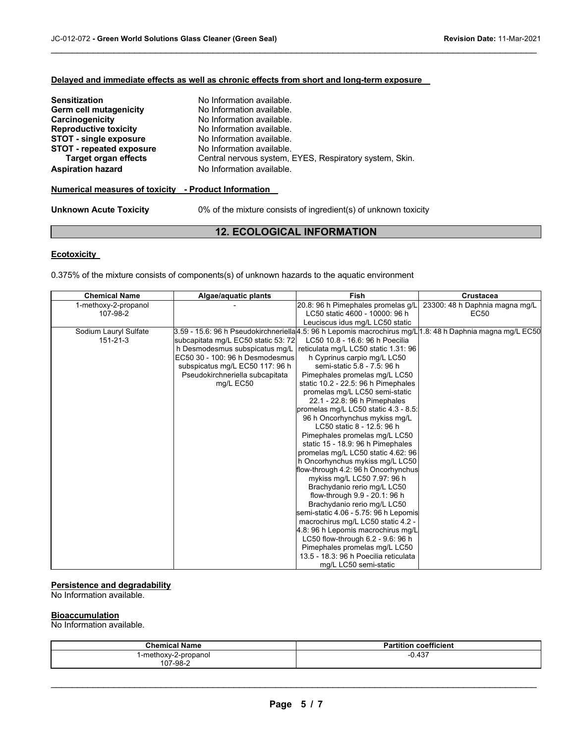**Delayed and immediate effects as well as chronic effects from short and long-term exposure**

| | |
|---|---|
| **Sensitization** | No Information available. |
| **Germ cell mutagenicity** | No Information available. |
| **Carcinogenicity** | No Information available. |
| **Reproductive toxicity** | No Information available. |
| **STOT - single exposure** | No Information available. |
| **STOT - repeated exposure** | No Information available. |
| **Target organ effects** | Central nervous system, EYES, Respiratory system, Skin. |
| **Aspiration hazard** | No Information available. |

**Numerical measures of toxicity - Product Information**

**Unknown Acute Toxicity** 0% of the mixture consists of ingredient(s) of unknown toxicity

## 12. ECOLOGICAL INFORMATION

**Ecotoxicity**

0.375% of the mixture consists of components(s) of unknown hazards to the aquatic environment

| Chemical Name | Algae/aquatic plants | Fish | Crustacea |
|---|---|---|---|
| 1-methoxy-2-propanol 107-98-2 | - | 20.8: 96 h Pimephales promelas g/L LC50 static 4600 - 10000: 96 h Leuciscus idus mg/L LC50 static | 23300: 48 h Daphnia magna mg/L EC50 |
| Sodium Lauryl Sulfate 151-21-3 | 3.59 - 15.6: 96 h Pseudokirchneriella subcapitata mg/L EC50 static 53: 72 h Desmodesmus subspicatus mg/L EC50 30 - 100: 96 h Desmodesmus subspicatus mg/L EC50 117: 96 h Pseudokirchneriella subcapitata mg/L EC50 | 4.5: 96 h Lepomis macrochirus mg/L LC50 10.8 - 16.6: 96 h Poecilia reticulata mg/L LC50 static 1.31: 96 h Cyprinus carpio mg/L LC50 semi-static 5.8 - 7.5: 96 h Pimephales promelas mg/L LC50 static 10.2 - 22.5: 96 h Pimephales promelas mg/L LC50 semi-static 22.1 - 22.8: 96 h Pimephales promelas mg/L LC50 static 4.3 - 8.5: 96 h Oncorhynchus mykiss mg/L LC50 static 8 - 12.5: 96 h Pimephales promelas mg/L LC50 static 15 - 18.9: 96 h Pimephales promelas mg/L LC50 static 4.62: 96 h Oncorhynchus mykiss mg/L LC50 flow-through 4.2: 96 h Oncorhynchus mykiss mg/L LC50 7.97: 96 h Brachydanio rerio mg/L LC50 flow-through 9.9 - 20.1: 96 h Brachydanio rerio mg/L LC50 semi-static 4.06 - 5.75: 96 h Lepomis macrochirus mg/L LC50 static 4.2 - 4.8: 96 h Lepomis macrochirus mg/L LC50 flow-through 6.2 - 9.6: 96 h Pimephales promelas mg/L LC50 13.5 - 18.3: 96 h Poecilia reticulata mg/L LC50 semi-static | 1.8: 48 h Daphnia magna mg/L EC50 |

**Persistence and degradability**

No Information available.

**Bioaccumulation**

No Information available.

| Chemical Name | Partition coefficient |
|---|---|
| 1-methoxy-2-propanol 107-98-2 | -0.437 |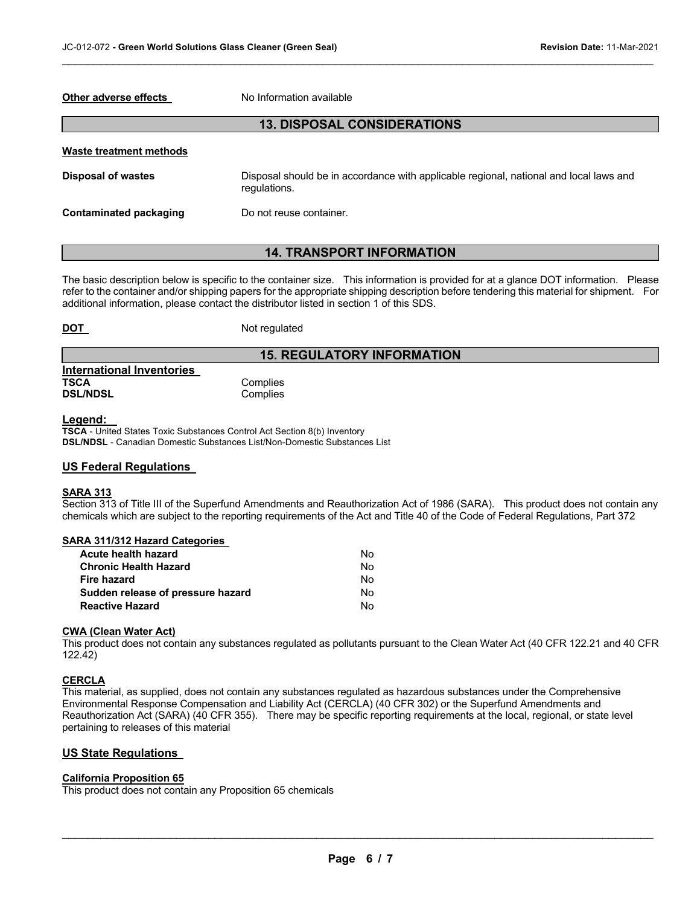**Other adverse effects** No Information available

## 13. DISPOSAL CONSIDERATIONS

**Waste treatment methods**

| | |
|---|---|
| **Disposal of wastes** | Disposal should be in accordance with applicable regional, national and local laws and regulations. |
| **Contaminated packaging** | Do not reuse container. |

## 14. TRANSPORT INFORMATION

The basic description below is specific to the container size. This information is provided for at a glance DOT information. Please refer to the container and/or shipping papers for the appropriate shipping description before tendering this material for shipment. For additional information, please contact the distributor listed in section 1 of this SDS.

**DOT** Not regulated

## 15. REGULATORY INFORMATION

**International Inventories**

| | |
|---|---|
| **TSCA** | Complies |
| **DSL/NDSL** | Complies |

**Legend:**

**TSCA** - United States Toxic Substances Control Act Section 8(b) Inventory
**DSL/NDSL** - Canadian Domestic Substances List/Non-Domestic Substances List

### US Federal Regulations

**SARA 313**

Section 313 of Title III of the Superfund Amendments and Reauthorization Act of 1986 (SARA). This product does not contain any chemicals which are subject to the reporting requirements of the Act and Title 40 of the Code of Federal Regulations, Part 372

**SARA 311/312 Hazard Categories**

| | |
|---|---|
| **Acute health hazard** | No |
| **Chronic Health Hazard** | No |
| **Fire hazard** | No |
| **Sudden release of pressure hazard** | No |
| **Reactive Hazard** | No |

**CWA (Clean Water Act)**

This product does not contain any substances regulated as pollutants pursuant to the Clean Water Act (40 CFR 122.21 and 40 CFR 122.42)

**CERCLA**

This material, as supplied, does not contain any substances regulated as hazardous substances under the Comprehensive Environmental Response Compensation and Liability Act (CERCLA) (40 CFR 302) or the Superfund Amendments and Reauthorization Act (SARA) (40 CFR 355). There may be specific reporting requirements at the local, regional, or state level pertaining to releases of this material

### US State Regulations

**California Proposition 65**

This product does not contain any Proposition 65 chemicals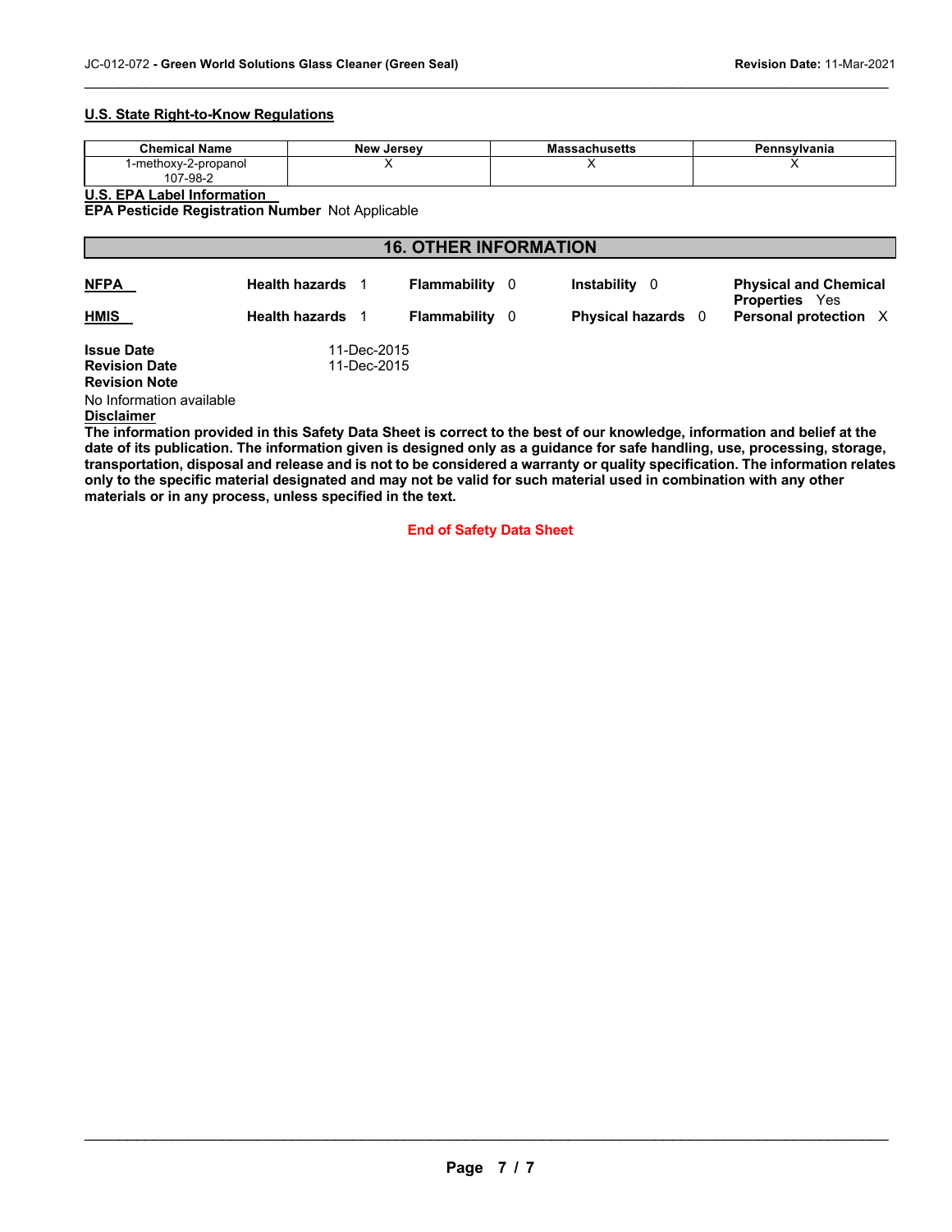**U.S. State Right-to-Know Regulations**

| Chemical Name | New Jersey | Massachusetts | Pennsylvania |
|---|---|---|---|
| 1-methoxy-2-propanol<br>107-98-2 | X | X | X |

**U.S. EPA Label Information**

**EPA Pesticide Registration Number** Not Applicable

## 16. OTHER INFORMATION

| | | | | |
|---|---|---|---|---|
| **NFPA** | **Health hazards** 1 | **Flammability** 0 | **Instability** 0 | **Physical and Chemical Properties** Yes |
| **HMIS** | **Health hazards** 1 | **Flammability** 0 | **Physical hazards** 0 | **Personal protection** X |

**Issue Date** 11-Dec-2015
**Revision Date** 11-Dec-2015
**Revision Note**

No Information available

**Disclaimer**

**The information provided in this Safety Data Sheet is correct to the best of our knowledge, information and belief at the date of its publication. The information given is designed only as a guidance for safe handling, use, processing, storage, transportation, disposal and release and is not to be considered a warranty or quality specification. The information relates only to the specific material designated and may not be valid for such material used in combination with any other materials or in any process, unless specified in the text.**

**End of Safety Data Sheet**